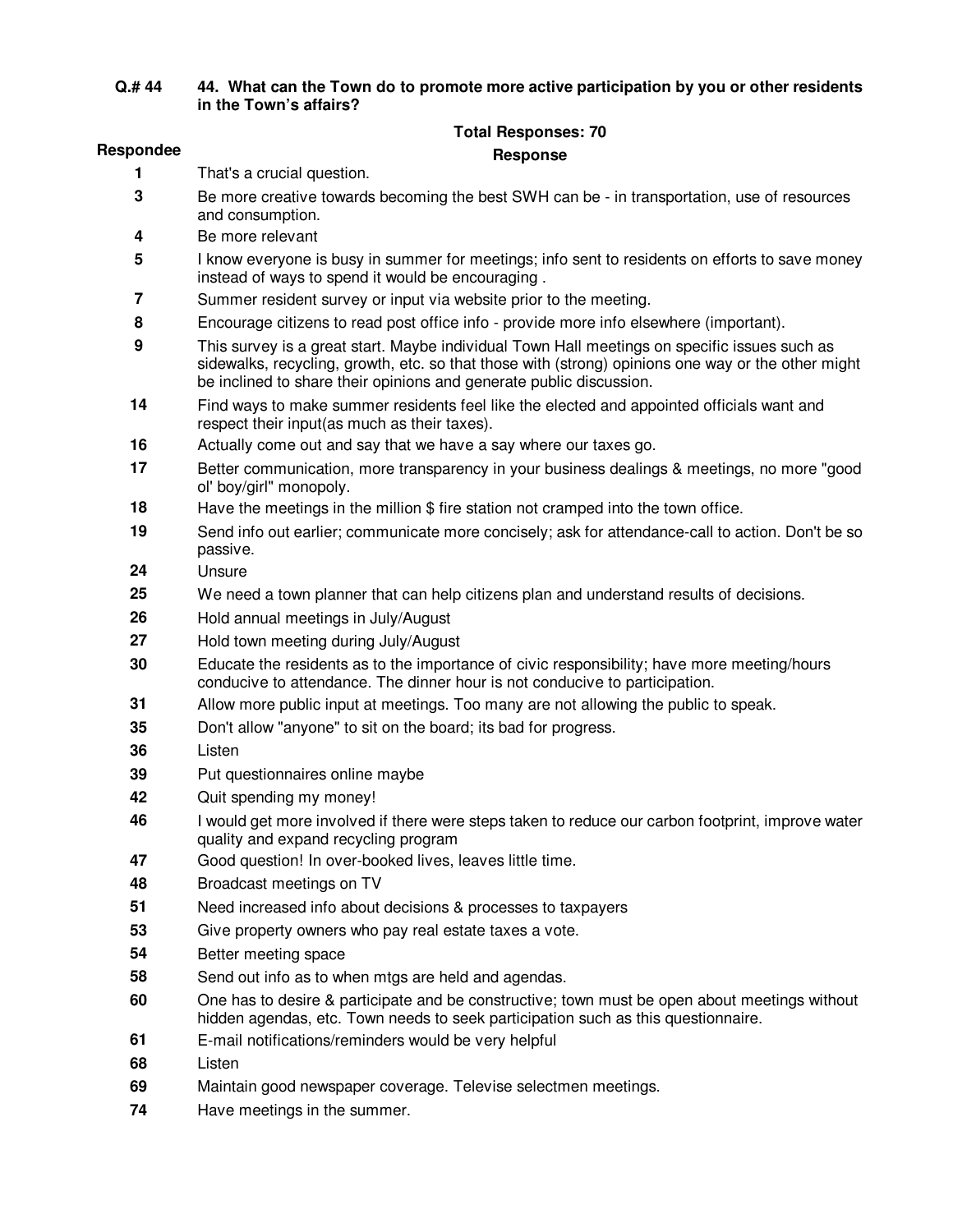**Q.# 44** **44. What can the Town do to promote more active participation by you or other residents in the Town's affairs?**

**Total Responses: 70**

| Respondee | Response |
|---|---|
| 1 | That's a crucial question. |
| 3 | Be more creative towards becoming the best SWH can be - in transportation, use of resources and consumption. |
| 4 | Be more relevant |
| 5 | I know everyone is busy in summer for meetings; info sent to residents on efforts to save money instead of ways to spend it would be encouraging . |
| 7 | Summer resident survey or input via website prior to the meeting. |
| 8 | Encourage citizens to read post office info - provide more info elsewhere (important). |
| 9 | This survey is a great start. Maybe individual Town Hall meetings on specific issues such as sidewalks, recycling, growth, etc. so that those with (strong) opinions one way or the other might be inclined to share their opinions and generate public discussion. |
| 14 | Find ways to make summer residents feel like the elected and appointed officials want and respect their input(as much as their taxes). |
| 16 | Actually come out and say that we have a say where our taxes go. |
| 17 | Better communication, more transparency in your business dealings & meetings, no more "good ol' boy/girl" monopoly. |
| 18 | Have the meetings in the million $ fire station not cramped into the town office. |
| 19 | Send info out earlier; communicate more concisely; ask for attendance-call to action. Don't be so passive. |
| 24 | Unsure |
| 25 | We need a town planner that can help citizens plan and understand results of decisions. |
| 26 | Hold annual meetings in July/August |
| 27 | Hold town meeting during July/August |
| 30 | Educate the residents as to the importance of civic responsibility; have more meeting/hours conducive to attendance. The dinner hour is not conducive to participation. |
| 31 | Allow more public input at meetings. Too many are not allowing the public to speak. |
| 35 | Don't allow "anyone" to sit on the board; its bad for progress. |
| 36 | Listen |
| 39 | Put questionnaires online maybe |
| 42 | Quit spending my money! |
| 46 | I would get more involved if there were steps taken to reduce our carbon footprint, improve water quality and expand recycling program |
| 47 | Good question! In over-booked lives, leaves little time. |
| 48 | Broadcast meetings on TV |
| 51 | Need increased info about decisions & processes to taxpayers |
| 53 | Give property owners who pay real estate taxes a vote. |
| 54 | Better meeting space |
| 58 | Send out info as to when mtgs are held and agendas. |
| 60 | One has to desire & participate and be constructive; town must be open about meetings without hidden agendas, etc. Town needs to seek participation such as this questionnaire. |
| 61 | E-mail notifications/reminders would be very helpful |
| 68 | Listen |
| 69 | Maintain good newspaper coverage. Televise selectmen meetings. |
| 74 | Have meetings in the summer. |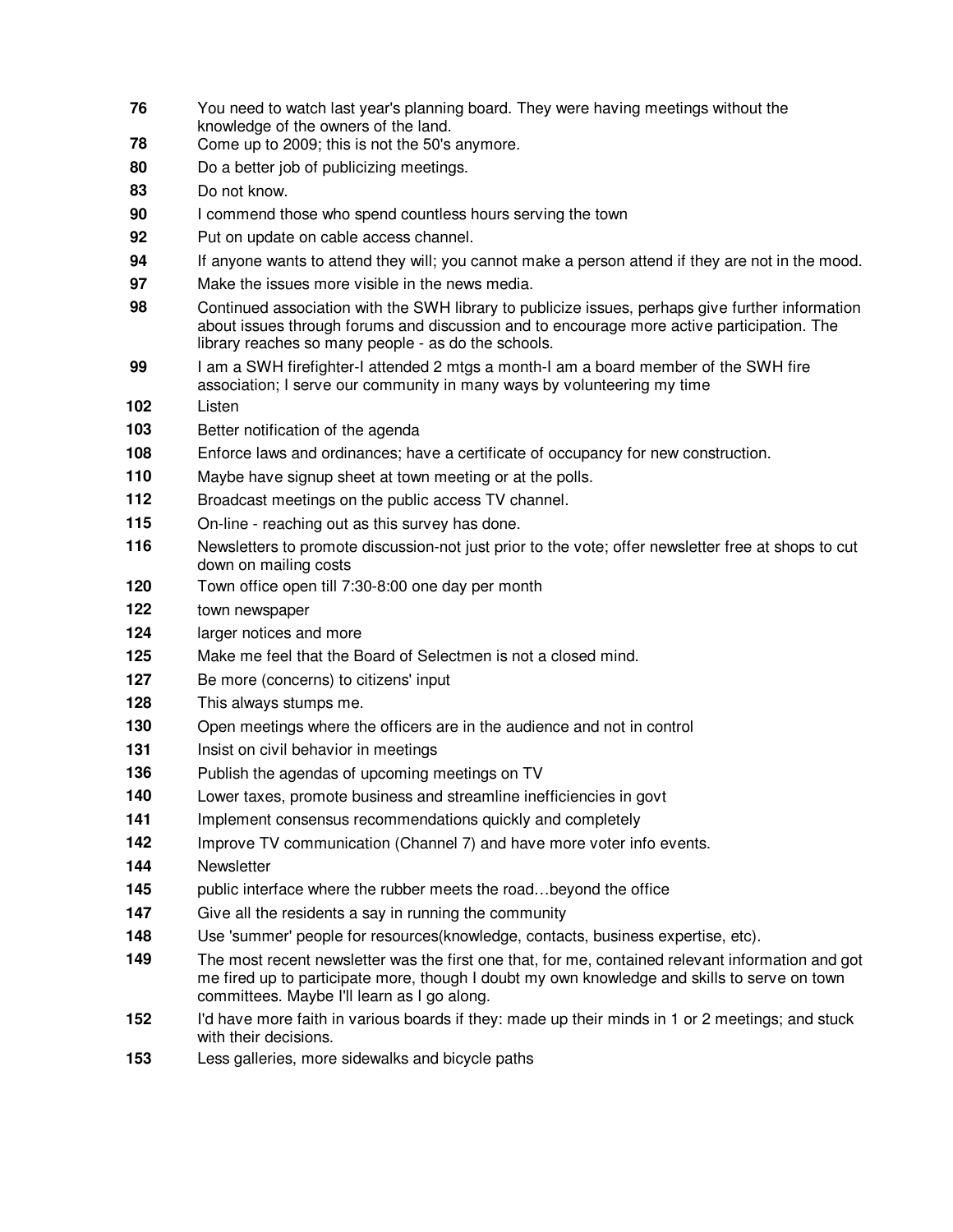| | |
|---|---|
| **76** | You need to watch last year's planning board. They were having meetings without the knowledge of the owners of the land. |
| **78** | Come up to 2009; this is not the 50's anymore. |
| **80** | Do a better job of publicizing meetings. |
| **83** | Do not know. |
| **90** | I commend those who spend countless hours serving the town |
| **92** | Put on update on cable access channel. |
| **94** | If anyone wants to attend they will; you cannot make a person attend if they are not in the mood. |
| **97** | Make the issues more visible in the news media. |
| **98** | Continued association with the SWH library to publicize issues, perhaps give further information about issues through forums and discussion and to encourage more active participation. The library reaches so many people - as do the schools. |
| **99** | I am a SWH firefighter-I attended 2 mtgs a month-I am a board member of the SWH fire association; I serve our community in many ways by volunteering my time |
| **102** | Listen |
| **103** | Better notification of the agenda |
| **108** | Enforce laws and ordinances; have a certificate of occupancy for new construction. |
| **110** | Maybe have signup sheet at town meeting or at the polls. |
| **112** | Broadcast meetings on the public access TV channel. |
| **115** | On-line - reaching out as this survey has done. |
| **116** | Newsletters to promote discussion-not just prior to the vote; offer newsletter free at shops to cut down on mailing costs |
| **120** | Town office open till 7:30-8:00 one day per month |
| **122** | town newspaper |
| **124** | larger notices and more |
| **125** | Make me feel that the Board of Selectmen is not a closed mind. |
| **127** | Be more (concerns) to citizens' input |
| **128** | This always stumps me. |
| **130** | Open meetings where the officers are in the audience and not in control |
| **131** | Insist on civil behavior in meetings |
| **136** | Publish the agendas of upcoming meetings on TV |
| **140** | Lower taxes, promote business and streamline inefficiencies in govt |
| **141** | Implement consensus recommendations quickly and completely |
| **142** | Improve TV communication (Channel 7) and have more voter info events. |
| **144** | Newsletter |
| **145** | public interface where the rubber meets the road…beyond the office |
| **147** | Give all the residents a say in running the community |
| **148** | Use 'summer' people for resources(knowledge, contacts, business expertise, etc). |
| **149** | The most recent newsletter was the first one that, for me, contained relevant information and got me fired up to participate more, though I doubt my own knowledge and skills to serve on town committees. Maybe I'll learn as I go along. |
| **152** | I'd have more faith in various boards if they: made up their minds in 1 or 2 meetings; and stuck with their decisions. |
| **153** | Less galleries, more sidewalks and bicycle paths |